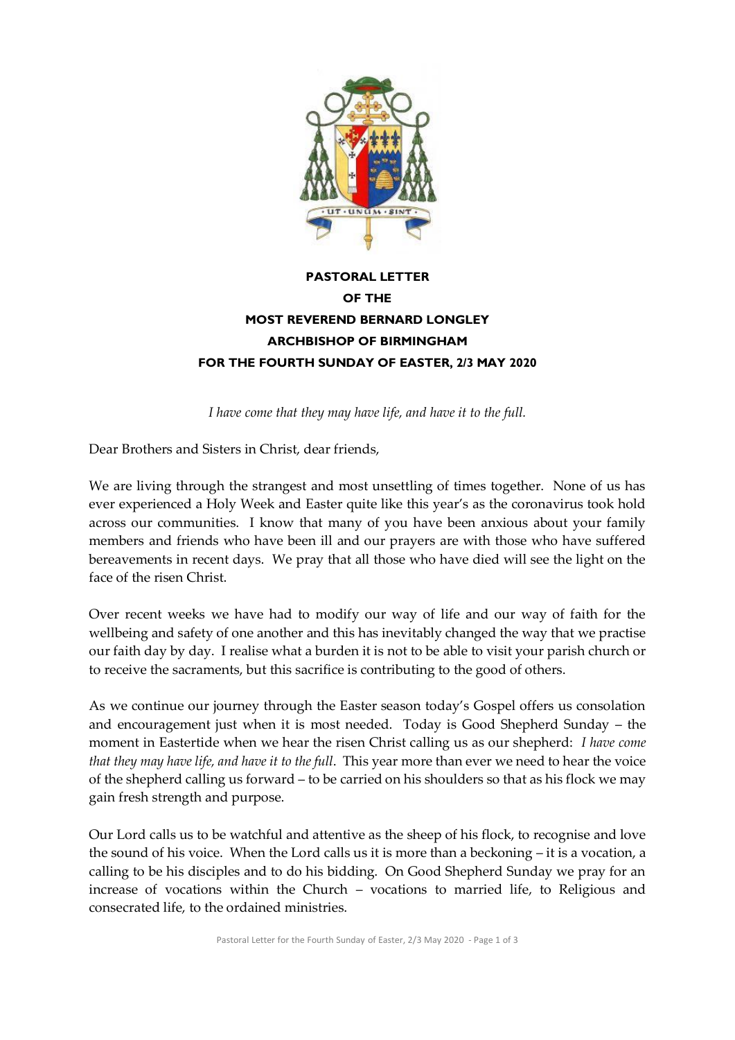**PASTORAL LETTER**
**OF THE**
**MOST REVEREND BERNARD LONGLEY**
**ARCHBISHOP OF BIRMINGHAM**
**FOR THE FOURTH SUNDAY OF EASTER, 2/3 MAY 2020**

*I have come that they may have life, and have it to the full.*

Dear Brothers and Sisters in Christ, dear friends,

We are living through the strangest and most unsettling of times together. None of us has ever experienced a Holy Week and Easter quite like this year's as the coronavirus took hold across our communities. I know that many of you have been anxious about your family members and friends who have been ill and our prayers are with those who have suffered bereavements in recent days. We pray that all those who have died will see the light on the face of the risen Christ.

Over recent weeks we have had to modify our way of life and our way of faith for the wellbeing and safety of one another and this has inevitably changed the way that we practise our faith day by day. I realise what a burden it is not to be able to visit your parish church or to receive the sacraments, but this sacrifice is contributing to the good of others.

As we continue our journey through the Easter season today's Gospel offers us consolation and encouragement just when it is most needed. Today is Good Shepherd Sunday – the moment in Eastertide when we hear the risen Christ calling us as our shepherd: *I have come that they may have life, and have it to the full*. This year more than ever we need to hear the voice of the shepherd calling us forward – to be carried on his shoulders so that as his flock we may gain fresh strength and purpose.

Our Lord calls us to be watchful and attentive as the sheep of his flock, to recognise and love the sound of his voice. When the Lord calls us it is more than a beckoning – it is a vocation, a calling to be his disciples and to do his bidding. On Good Shepherd Sunday we pray for an increase of vocations within the Church – vocations to married life, to Religious and consecrated life, to the ordained ministries.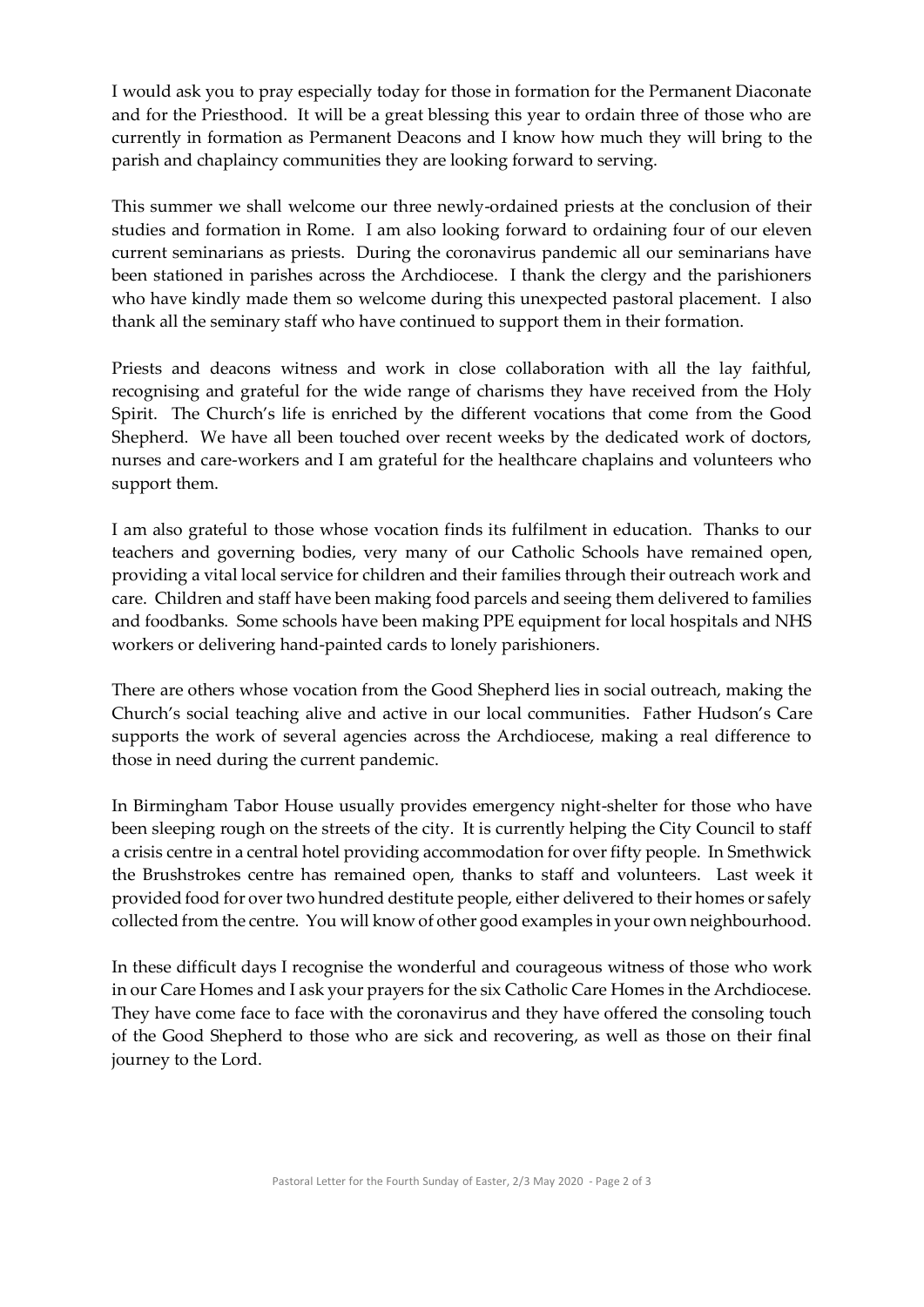I would ask you to pray especially today for those in formation for the Permanent Diaconate and for the Priesthood. It will be a great blessing this year to ordain three of those who are currently in formation as Permanent Deacons and I know how much they will bring to the parish and chaplaincy communities they are looking forward to serving.

This summer we shall welcome our three newly-ordained priests at the conclusion of their studies and formation in Rome. I am also looking forward to ordaining four of our eleven current seminarians as priests. During the coronavirus pandemic all our seminarians have been stationed in parishes across the Archdiocese. I thank the clergy and the parishioners who have kindly made them so welcome during this unexpected pastoral placement. I also thank all the seminary staff who have continued to support them in their formation.

Priests and deacons witness and work in close collaboration with all the lay faithful, recognising and grateful for the wide range of charisms they have received from the Holy Spirit. The Church's life is enriched by the different vocations that come from the Good Shepherd. We have all been touched over recent weeks by the dedicated work of doctors, nurses and care-workers and I am grateful for the healthcare chaplains and volunteers who support them.

I am also grateful to those whose vocation finds its fulfilment in education. Thanks to our teachers and governing bodies, very many of our Catholic Schools have remained open, providing a vital local service for children and their families through their outreach work and care. Children and staff have been making food parcels and seeing them delivered to families and foodbanks. Some schools have been making PPE equipment for local hospitals and NHS workers or delivering hand-painted cards to lonely parishioners.

There are others whose vocation from the Good Shepherd lies in social outreach, making the Church's social teaching alive and active in our local communities. Father Hudson's Care supports the work of several agencies across the Archdiocese, making a real difference to those in need during the current pandemic.

In Birmingham Tabor House usually provides emergency night-shelter for those who have been sleeping rough on the streets of the city. It is currently helping the City Council to staff a crisis centre in a central hotel providing accommodation for over fifty people. In Smethwick the Brushstrokes centre has remained open, thanks to staff and volunteers. Last week it provided food for over two hundred destitute people, either delivered to their homes or safely collected from the centre. You will know of other good examples in your own neighbourhood.

In these difficult days I recognise the wonderful and courageous witness of those who work in our Care Homes and I ask your prayers for the six Catholic Care Homes in the Archdiocese. They have come face to face with the coronavirus and they have offered the consoling touch of the Good Shepherd to those who are sick and recovering, as well as those on their final journey to the Lord.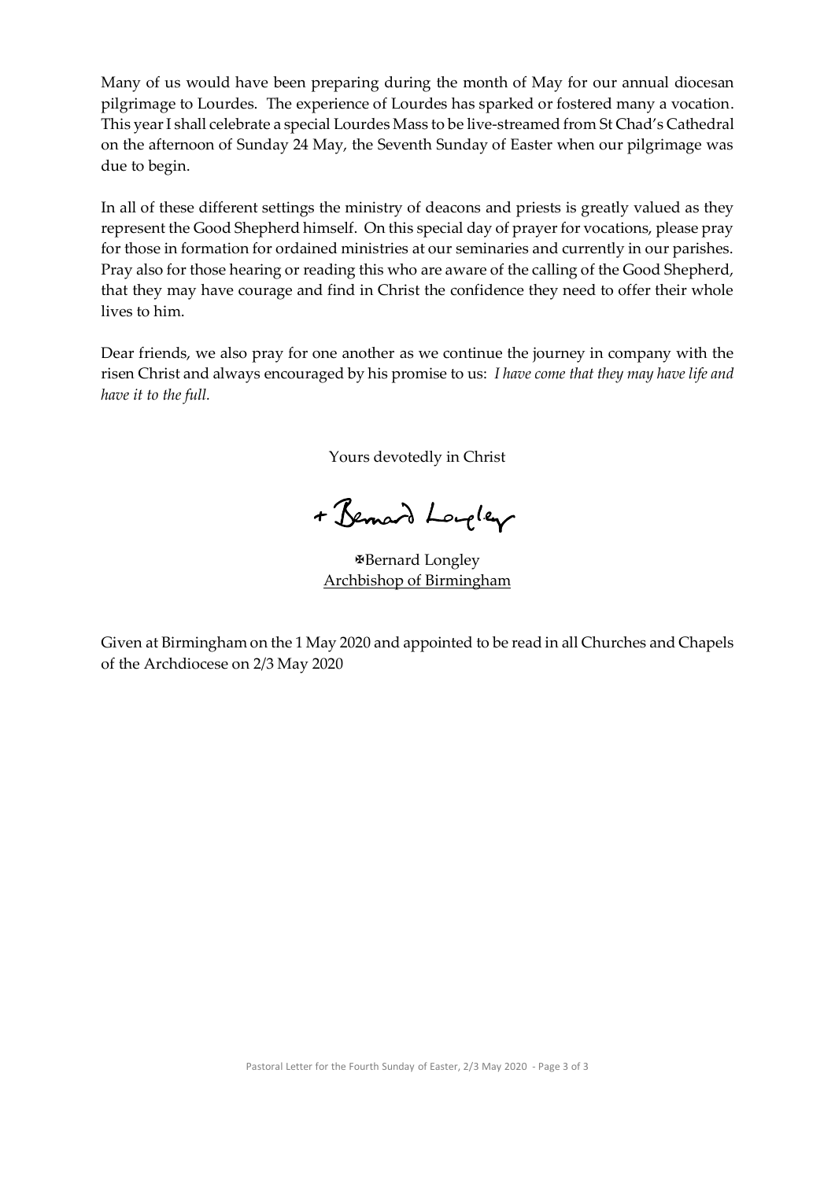Many of us would have been preparing during the month of May for our annual diocesan pilgrimage to Lourdes. The experience of Lourdes has sparked or fostered many a vocation. This year I shall celebrate a special Lourdes Mass to be live-streamed from St Chad's Cathedral on the afternoon of Sunday 24 May, the Seventh Sunday of Easter when our pilgrimage was due to begin.

In all of these different settings the ministry of deacons and priests is greatly valued as they represent the Good Shepherd himself. On this special day of prayer for vocations, please pray for those in formation for ordained ministries at our seminaries and currently in our parishes. Pray also for those hearing or reading this who are aware of the calling of the Good Shepherd, that they may have courage and find in Christ the confidence they need to offer their whole lives to him.

Dear friends, we also pray for one another as we continue the journey in company with the risen Christ and always encouraged by his promise to us: *I have come that they may have life and have it to the full.*

Yours devotedly in Christ

+ Bernard Longley

✠Bernard Longley
Archbishop of Birmingham

Given at Birmingham on the 1 May 2020 and appointed to be read in all Churches and Chapels of the Archdiocese on 2/3 May 2020